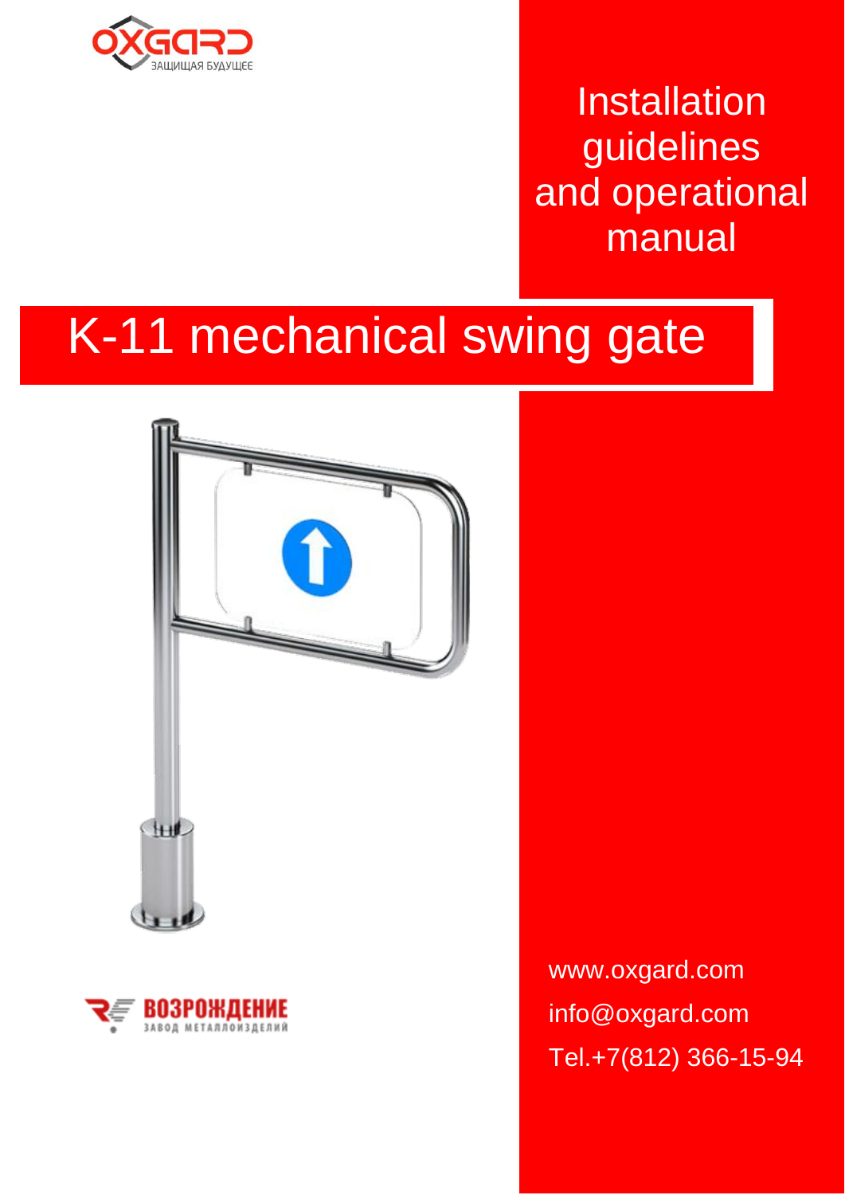OXGARD

ЗАЩИЩАЯ БУДУЩЕЕ

Installation guidelines and operational manual

# K-11 mechanical swing gate

ВОЗРОЖДЕНИЕ

ЗАВОД МЕТАЛЛОИЗДЕЛИЙ

www.oxgard.com

info@oxgard.com

Tel.+7(812) 366-15-94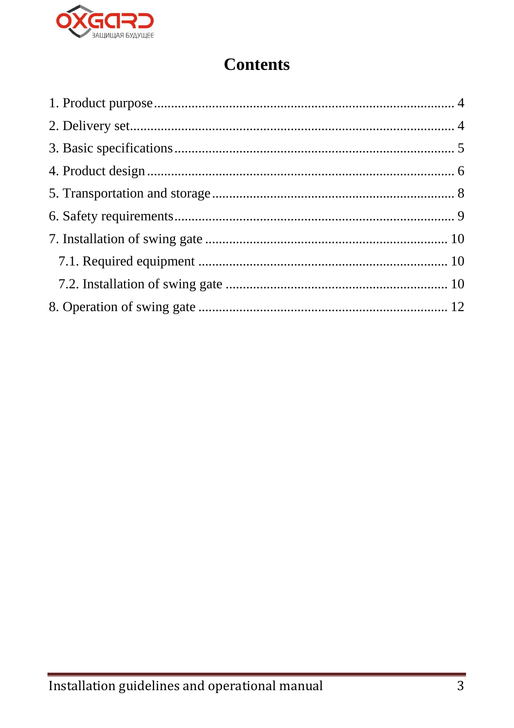# Contents

1. Product purpose ........................................................................ 4
2. Delivery set ............................................................................. 4
3. Basic specifications .................................................................. 5
4. Product design ......................................................................... 6
5. Transportation and storage ....................................................... 8
6. Safety requirements .................................................................. 9
7. Installation of swing gate ........................................................ 10
   7.1. Required equipment ......................................................... 10
   7.2. Installation of swing gate ................................................. 10
8. Operation of swing gate .......................................................... 12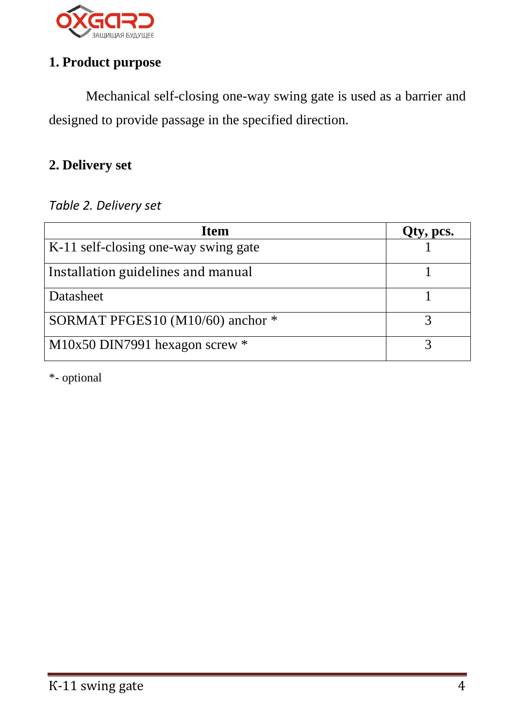## 1. Product purpose

Mechanical self-closing one-way swing gate is used as a barrier and designed to provide passage in the specified direction.

## 2. Delivery set

*Table 2. Delivery set*

| Item | Qty, pcs. |
|---|---|
| K-11 self-closing one-way swing gate | 1 |
| Installation guidelines and manual | 1 |
| Datasheet | 1 |
| SORMAT PFGES10 (M10/60) anchor * | 3 |
| M10x50 DIN7991 hexagon screw * | 3 |

*- optional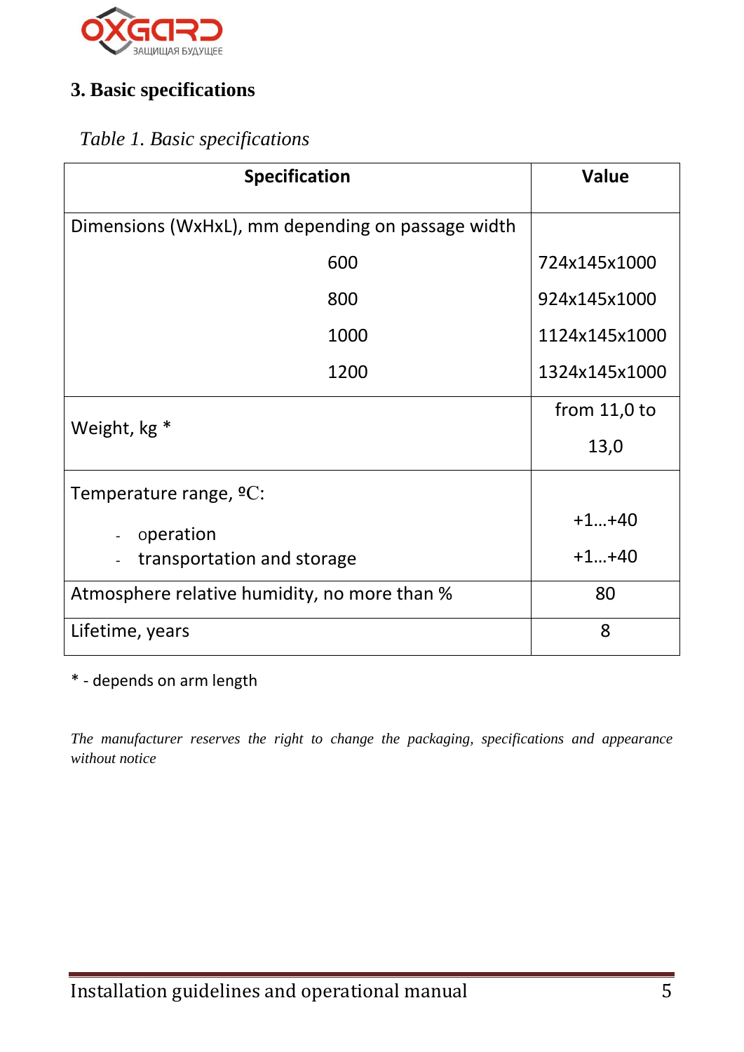## 3. Basic specifications

*Table 1. Basic specifications*

| Specification | Value |
|---|---|
| Dimensions (WxHxL), mm depending on passage width | |
| 600 | 724x145x1000 |
| 800 | 924x145x1000 |
| 1000 | 1124x145x1000 |
| 1200 | 1324x145x1000 |
| Weight, kg * | from 11,0 to 13,0 |
| Temperature range, ºC: | |
| - operation | +1…+40 |
| - transportation and storage | +1…+40 |
| Atmosphere relative humidity, no more than % | 80 |
| Lifetime, years | 8 |

* - depends on arm length

*The manufacturer reserves the right to change the packaging, specifications and appearance without notice*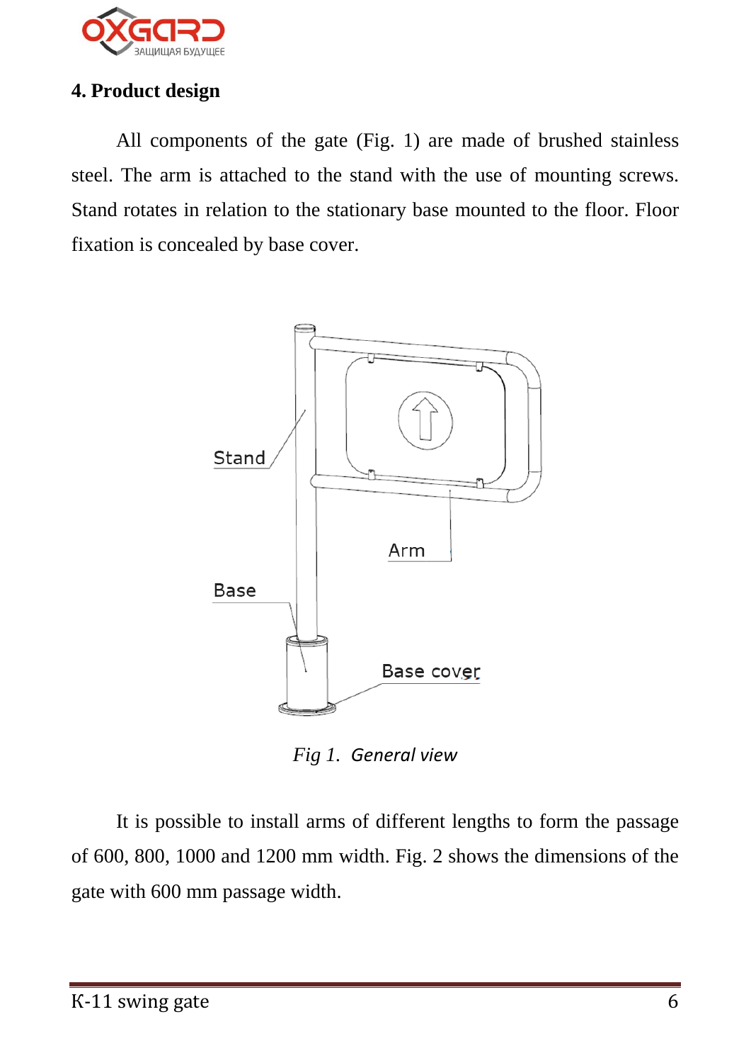## 4. Product design

All components of the gate (Fig. 1) are made of brushed stainless steel. The arm is attached to the stand with the use of mounting screws. Stand rotates in relation to the stationary base mounted to the floor. Floor fixation is concealed by base cover.

*Fig 1. General view*

It is possible to install arms of different lengths to form the passage of 600, 800, 1000 and 1200 mm width. Fig. 2 shows the dimensions of the gate with 600 mm passage width.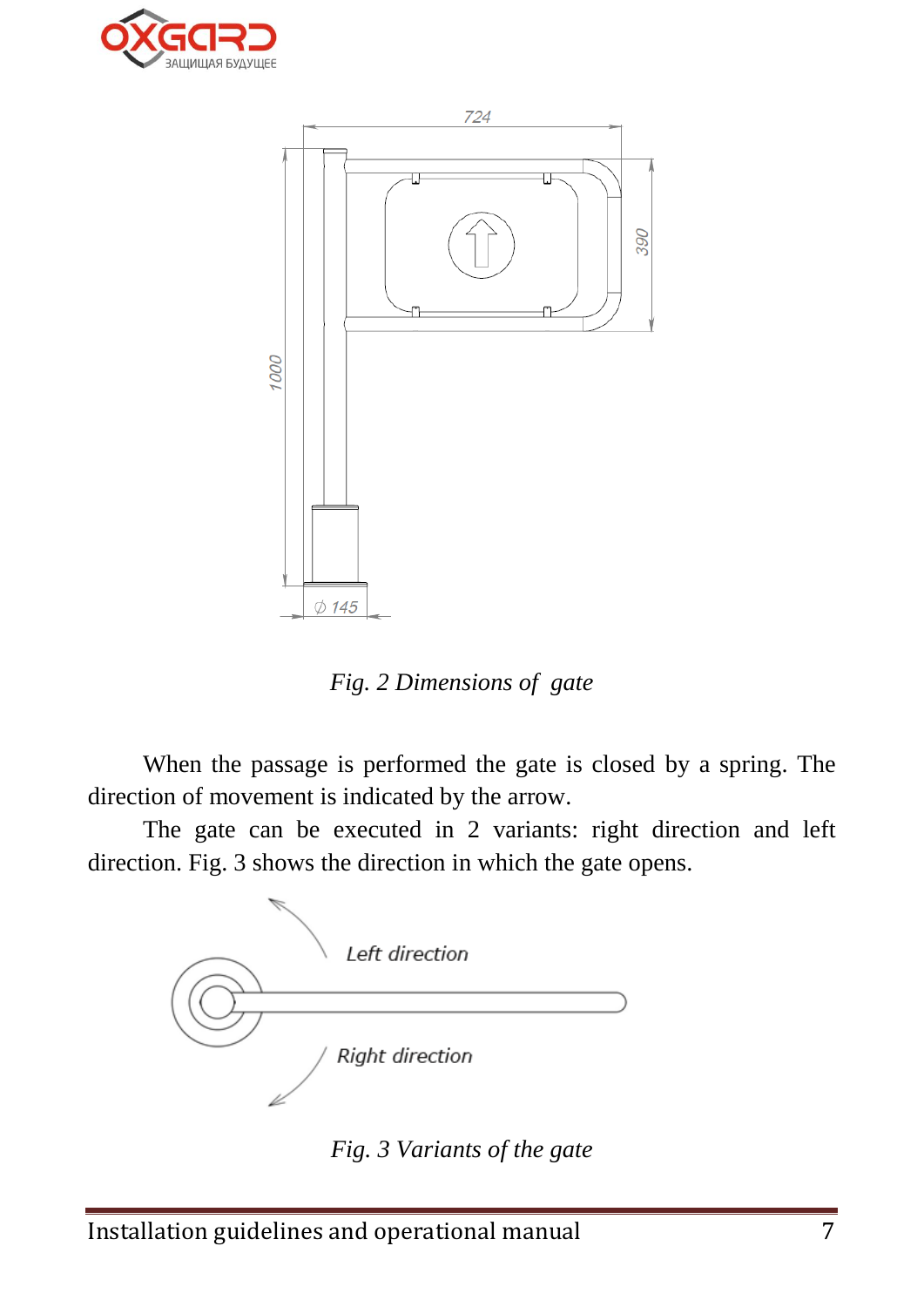*Fig. 2 Dimensions of gate*

When the passage is performed the gate is closed by a spring. The direction of movement is indicated by the arrow.

The gate can be executed in 2 variants: right direction and left direction. Fig. 3 shows the direction in which the gate opens.

*Fig. 3 Variants of the gate*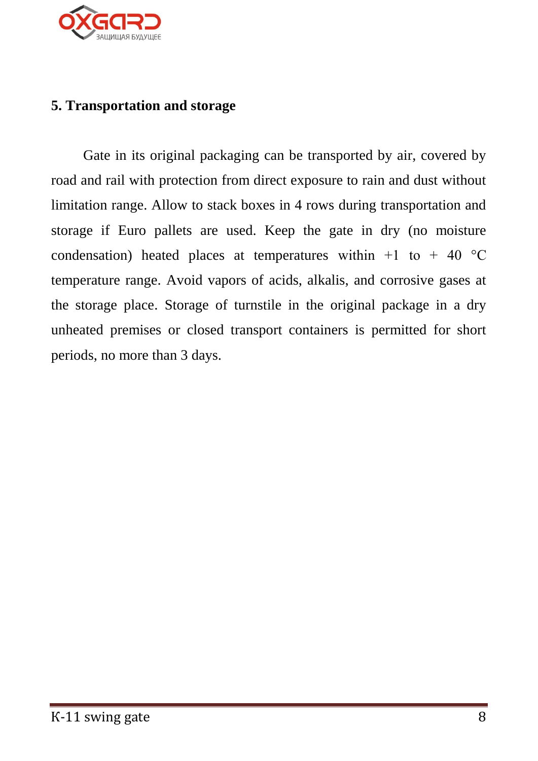## 5. Transportation and storage

Gate in its original packaging can be transported by air, covered by road and rail with protection from direct exposure to rain and dust without limitation range. Allow to stack boxes in 4 rows during transportation and storage if Euro pallets are used. Keep the gate in dry (no moisture condensation) heated places at temperatures within +1 to + 40 °C temperature range. Avoid vapors of acids, alkalis, and corrosive gases at the storage place. Storage of turnstile in the original package in a dry unheated premises or closed transport containers is permitted for short periods, no more than 3 days.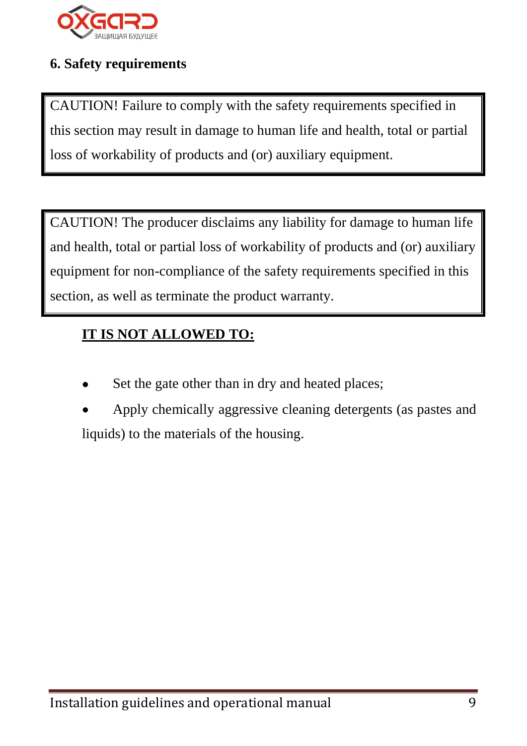## 6. Safety requirements

> CAUTION! Failure to comply with the safety requirements specified in this section may result in damage to human life and health, total or partial loss of workability of products and (or) auxiliary equipment.

> CAUTION! The producer disclaims any liability for damage to human life and health, total or partial loss of workability of products and (or) auxiliary equipment for non-compliance of the safety requirements specified in this section, as well as terminate the product warranty.

**IT IS NOT ALLOWED TO:**

- Set the gate other than in dry and heated places;
- Apply chemically aggressive cleaning detergents (as pastes and liquids) to the materials of the housing.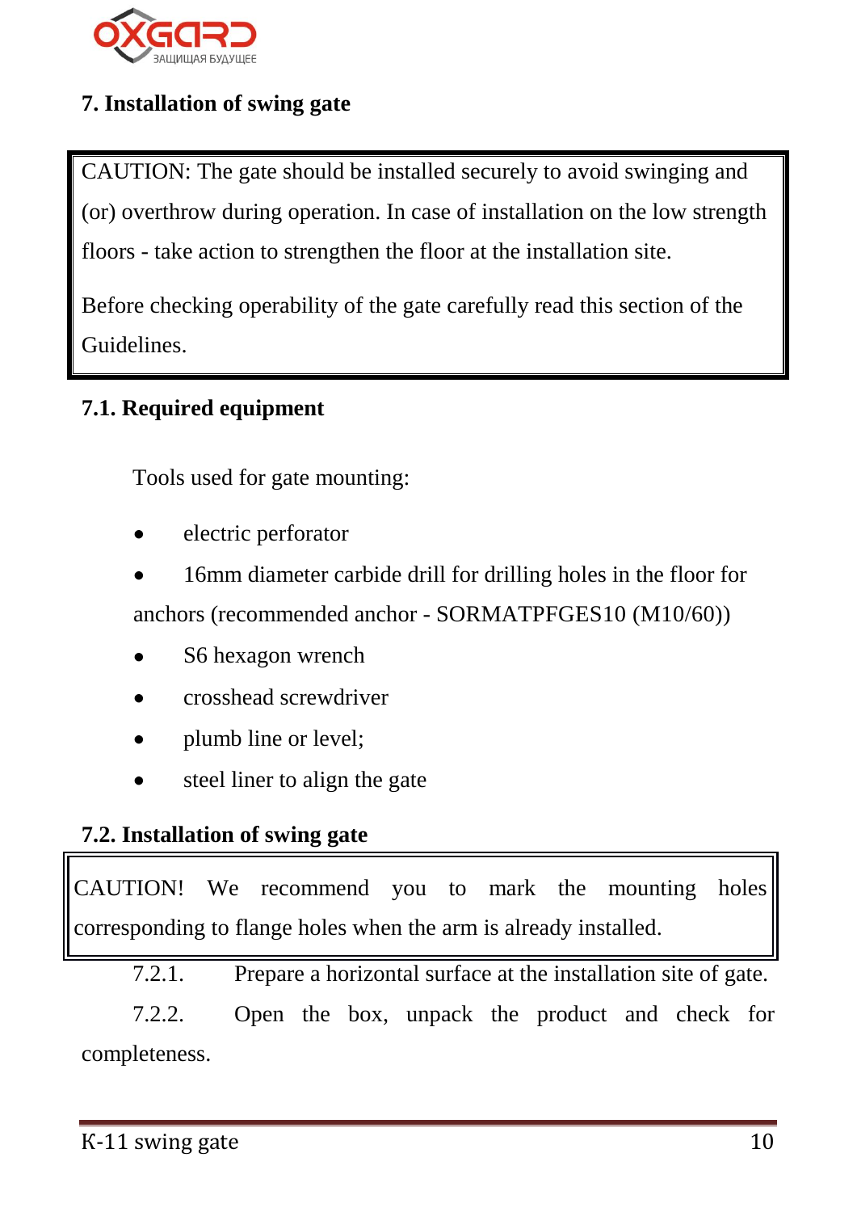## 7. Installation of swing gate

> CAUTION: The gate should be installed securely to avoid swinging and (or) overthrow during operation. In case of installation on the low strength floors - take action to strengthen the floor at the installation site.
>
> Before checking operability of the gate carefully read this section of the Guidelines.

### 7.1. Required equipment

Tools used for gate mounting:

- electric perforator
- 16mm diameter carbide drill for drilling holes in the floor for anchors (recommended anchor - SORMATPFGES10 (M10/60))
- S6 hexagon wrench
- crosshead screwdriver
- plumb line or level;
- steel liner to align the gate

### 7.2. Installation of swing gate

> CAUTION! We recommend you to mark the mounting holes corresponding to flange holes when the arm is already installed.

7.2.1. Prepare a horizontal surface at the installation site of gate.

7.2.2. Open the box, unpack the product and check for completeness.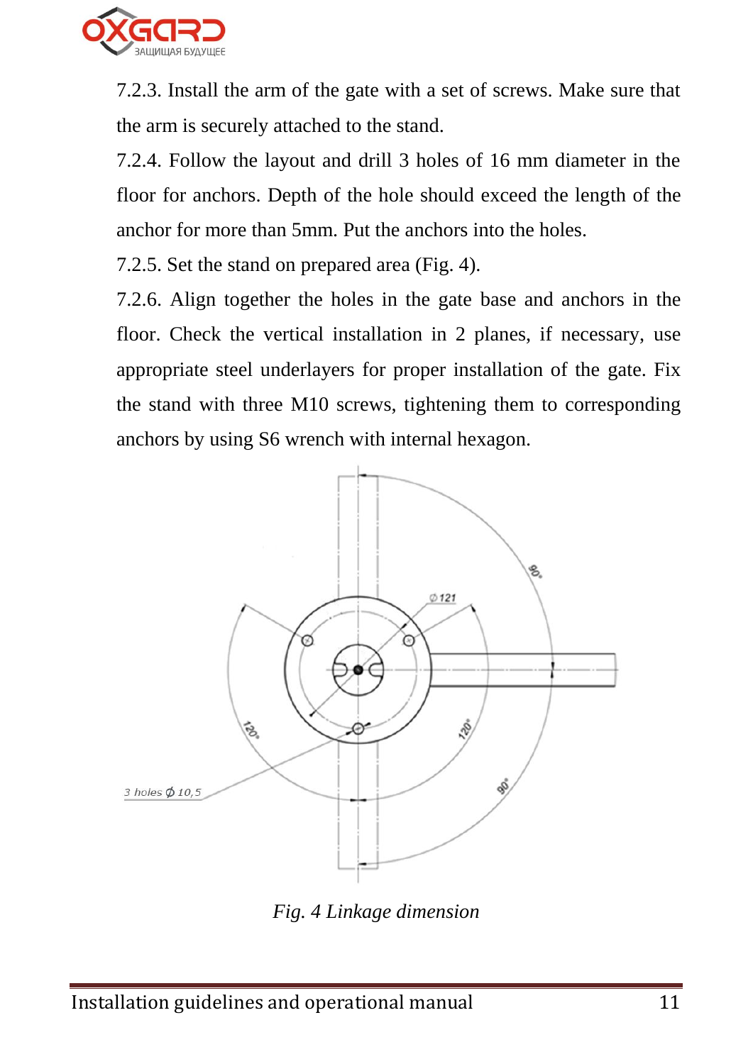7.2.3. Install the arm of the gate with a set of screws. Make sure that the arm is securely attached to the stand.

7.2.4. Follow the layout and drill 3 holes of 16 mm diameter in the floor for anchors. Depth of the hole should exceed the length of the anchor for more than 5mm. Put the anchors into the holes.

7.2.5. Set the stand on prepared area (Fig. 4).

7.2.6. Align together the holes in the gate base and anchors in the floor. Check the vertical installation in 2 planes, if necessary, use appropriate steel underlayers for proper installation of the gate. Fix the stand with three M10 screws, tightening them to corresponding anchors by using S6 wrench with internal hexagon.

*Fig. 4 Linkage dimension*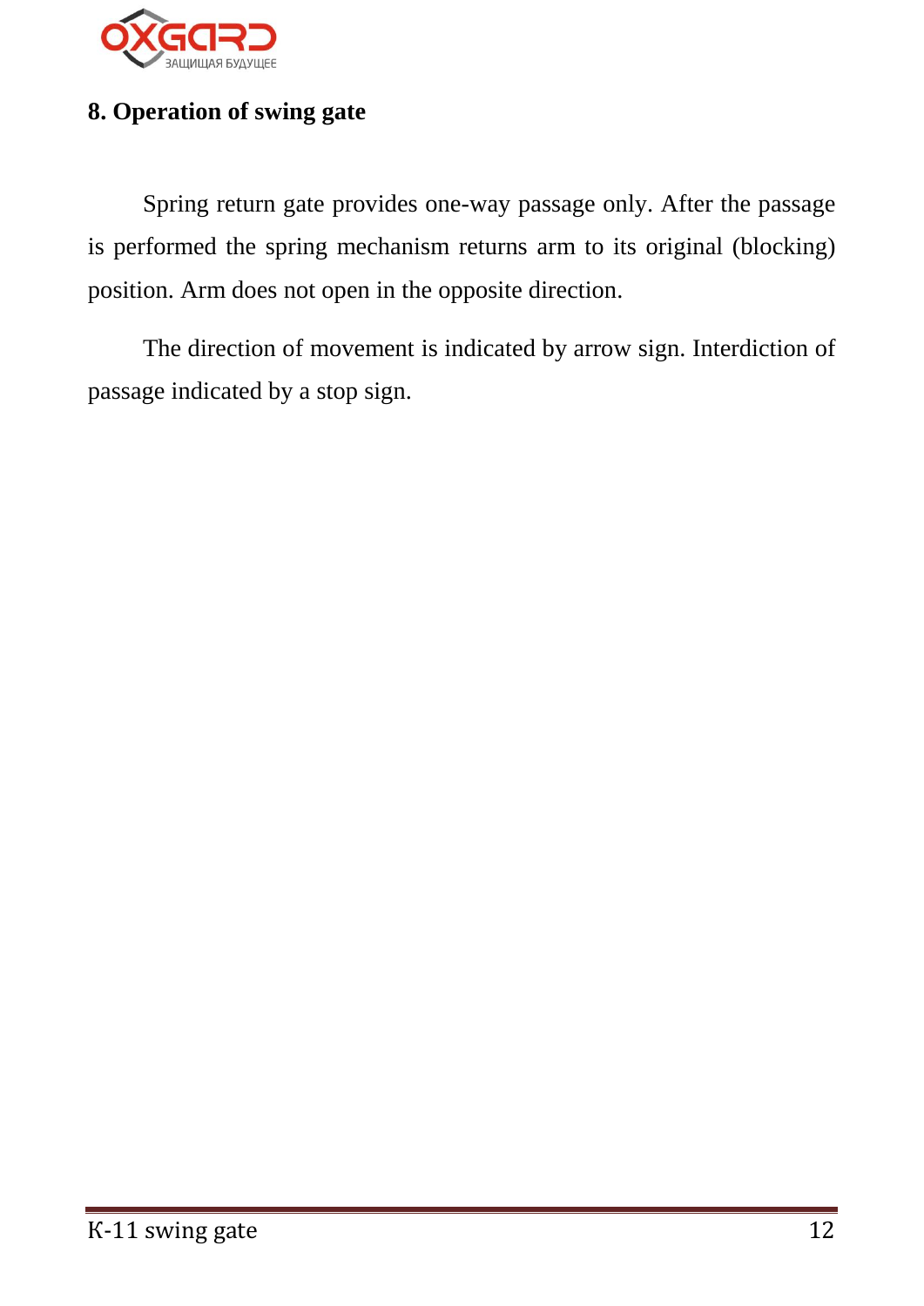## 8. Operation of swing gate

Spring return gate provides one-way passage only. After the passage is performed the spring mechanism returns arm to its original (blocking) position. Arm does not open in the opposite direction.

The direction of movement is indicated by arrow sign. Interdiction of passage indicated by a stop sign.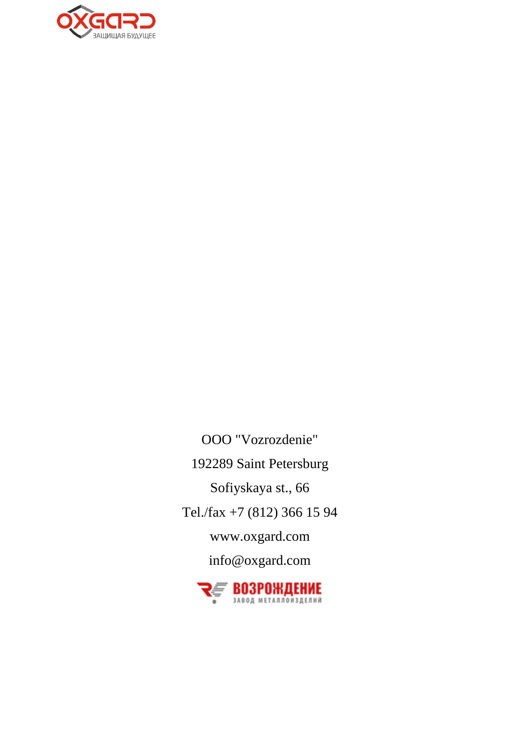OXGARD
ЗАЩИЩАЯ БУДУЩЕЕ

OOO "Vozrozdenie"

192289 Saint Petersburg

Sofiyskaya st., 66

Tel./fax +7 (812) 366 15 94

www.oxgard.com

info@oxgard.com

ВОЗРОЖДЕНИЕ
ЗАВОД МЕТАЛЛОИЗДЕЛИЙ